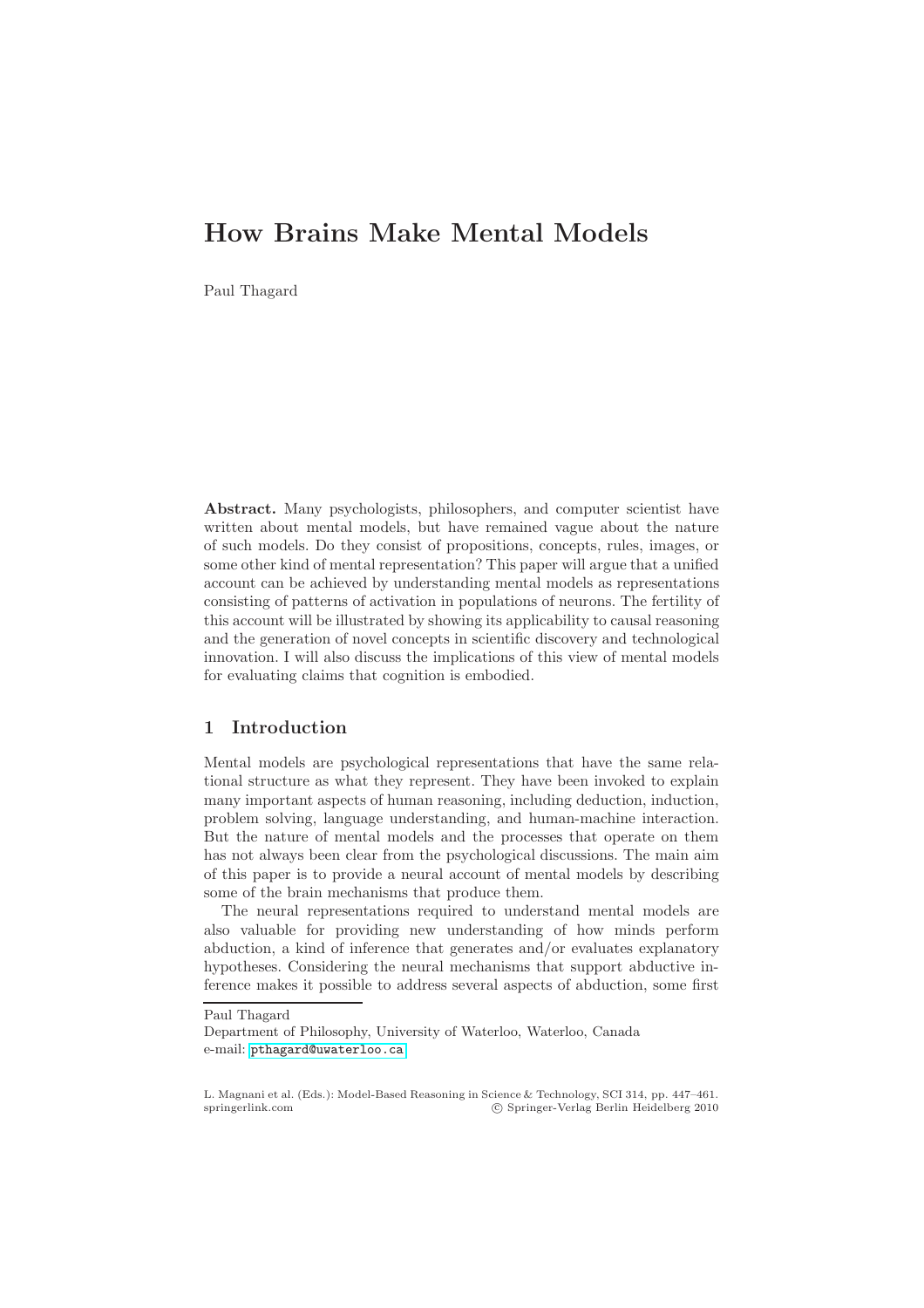# How Brains Make Mental Models

Paul Thagard

**Abstract.** Many psychologists, philosophers, and computer scientist have written about mental models, but have remained vague about the nature of such models. Do they consist of propositions, concepts, rules, images, or some other kind of mental representation? This paper will argue that a unified account can be achieved by understanding mental models as representations consisting of patterns of activation in populations of neurons. The fertility of this account will be illustrated by showing its applicability to causal reasoning and the generation of novel concepts in scientific discovery and technological innovation. I will also discuss the implications of this view of mental models for evaluating claims that cognition is embodied.

## 1 Introduction

Mental models are psychological representations that have the same relational structure as what they represent. They have been invoked to explain many important aspects of human reasoning, including deduction, induction, problem solving, language understanding, and human-machine interaction. But the nature of mental models and the processes that operate on them has not always been clear from the psychological discussions. The main aim of this paper is to provide a neural account of mental models by describing some of the brain mechanisms that produce them.

The neural representations required to understand mental models are also valuable for providing new understanding of how minds perform abduction, a kind of inference that generates and/or evaluates explanatory hypotheses. Considering the neural mechanisms that support abductive inference makes it possible to address several aspects of abduction, some first

Paul Thagard
Department of Philosophy, University of Waterloo, Waterloo, Canada
e-mail: pthagard@uwaterloo.ca

L. Magnani et al. (Eds.): Model-Based Reasoning in Science & Technology, SCI 314, pp. 447–461.
springerlink.com © Springer-Verlag Berlin Heidelberg 2010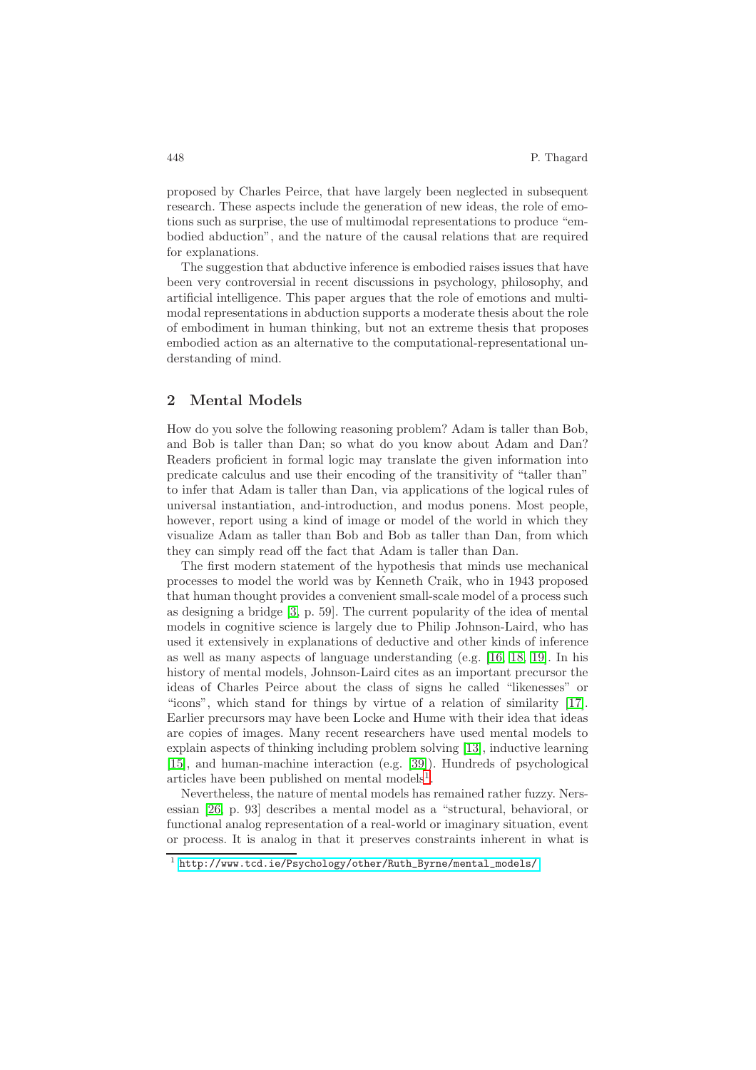proposed by Charles Peirce, that have largely been neglected in subsequent research. These aspects include the generation of new ideas, the role of emotions such as surprise, the use of multimodal representations to produce "embodied abduction", and the nature of the causal relations that are required for explanations.

The suggestion that abductive inference is embodied raises issues that have been very controversial in recent discussions in psychology, philosophy, and artificial intelligence. This paper argues that the role of emotions and multimodal representations in abduction supports a moderate thesis about the role of embodiment in human thinking, but not an extreme thesis that proposes embodied action as an alternative to the computational-representational understanding of mind.

## 2 Mental Models

How do you solve the following reasoning problem? Adam is taller than Bob, and Bob is taller than Dan; so what do you know about Adam and Dan? Readers proficient in formal logic may translate the given information into predicate calculus and use their encoding of the transitivity of "taller than" to infer that Adam is taller than Dan, via applications of the logical rules of universal instantiation, and-introduction, and modus ponens. Most people, however, report using a kind of image or model of the world in which they visualize Adam as taller than Bob and Bob as taller than Dan, from which they can simply read off the fact that Adam is taller than Dan.

The first modern statement of the hypothesis that minds use mechanical processes to model the world was by Kenneth Craik, who in 1943 proposed that human thought provides a convenient small-scale model of a process such as designing a bridge [3, p. 59]. The current popularity of the idea of mental models in cognitive science is largely due to Philip Johnson-Laird, who has used it extensively in explanations of deductive and other kinds of inference as well as many aspects of language understanding (e.g. [16, 18, 19]. In his history of mental models, Johnson-Laird cites as an important precursor the ideas of Charles Peirce about the class of signs he called "likenesses" or "icons", which stand for things by virtue of a relation of similarity [17]. Earlier precursors may have been Locke and Hume with their idea that ideas are copies of images. Many recent researchers have used mental models to explain aspects of thinking including problem solving [13], inductive learning [15], and human-machine interaction (e.g. [39]). Hundreds of psychological articles have been published on mental models[1].

Nevertheless, the nature of mental models has remained rather fuzzy. Nersessian [26, p. 93] describes a mental model as a "structural, behavioral, or functional analog representation of a real-world or imaginary situation, event or process. It is analog in that it preserves constraints inherent in what is

[1] http://www.tcd.ie/Psychology/other/Ruth_Byrne/mental_models/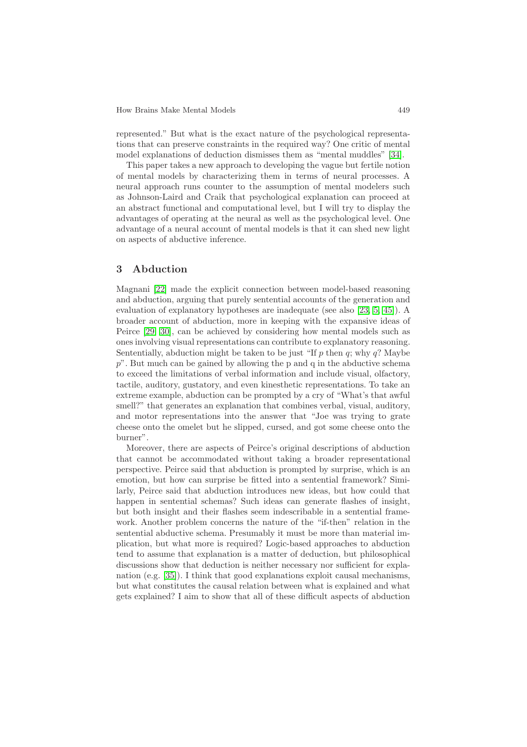represented." But what is the exact nature of the psychological representations that can preserve constraints in the required way? One critic of mental model explanations of deduction dismisses them as "mental muddles" [34].

This paper takes a new approach to developing the vague but fertile notion of mental models by characterizing them in terms of neural processes. A neural approach runs counter to the assumption of mental modelers such as Johnson-Laird and Craik that psychological explanation can proceed at an abstract functional and computational level, but I will try to display the advantages of operating at the neural as well as the psychological level. One advantage of a neural account of mental models is that it can shed new light on aspects of abductive inference.

## 3 Abduction

Magnani [22] made the explicit connection between model-based reasoning and abduction, arguing that purely sentential accounts of the generation and evaluation of explanatory hypotheses are inadequate (see also [23, 5, 45]). A broader account of abduction, more in keeping with the expansive ideas of Peirce [29, 30], can be achieved by considering how mental models such as ones involving visual representations can contribute to explanatory reasoning. Sententially, abduction might be taken to be just "If *p* then *q*; why *q*? Maybe *p*". But much can be gained by allowing the p and q in the abductive schema to exceed the limitations of verbal information and include visual, olfactory, tactile, auditory, gustatory, and even kinesthetic representations. To take an extreme example, abduction can be prompted by a cry of "What's that awful smell?" that generates an explanation that combines verbal, visual, auditory, and motor representations into the answer that "Joe was trying to grate cheese onto the omelet but he slipped, cursed, and got some cheese onto the burner".

Moreover, there are aspects of Peirce's original descriptions of abduction that cannot be accommodated without taking a broader representational perspective. Peirce said that abduction is prompted by surprise, which is an emotion, but how can surprise be fitted into a sentential framework? Similarly, Peirce said that abduction introduces new ideas, but how could that happen in sentential schemas? Such ideas can generate flashes of insight, but both insight and their flashes seem indescribable in a sentential framework. Another problem concerns the nature of the "if-then" relation in the sentential abductive schema. Presumably it must be more than material implication, but what more is required? Logic-based approaches to abduction tend to assume that explanation is a matter of deduction, but philosophical discussions show that deduction is neither necessary nor sufficient for explanation (e.g. [35]). I think that good explanations exploit causal mechanisms, but what constitutes the causal relation between what is explained and what gets explained? I aim to show that all of these difficult aspects of abduction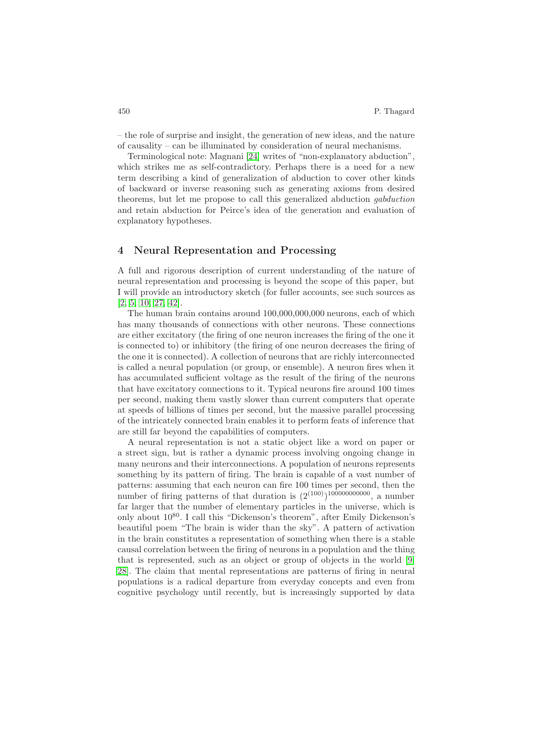– the role of surprise and insight, the generation of new ideas, and the nature of causality – can be illuminated by consideration of neural mechanisms.

Terminological note: Magnani [24] writes of "non-explanatory abduction", which strikes me as self-contradictory. Perhaps there is a need for a new term describing a kind of generalization of abduction to cover other kinds of backward or inverse reasoning such as generating axioms from desired theorems, but let me propose to call this generalized abduction *gabduction* and retain abduction for Peirce's idea of the generation and evaluation of explanatory hypotheses.

## 4 Neural Representation and Processing

A full and rigorous description of current understanding of the nature of neural representation and processing is beyond the scope of this paper, but I will provide an introductory sketch (for fuller accounts, see such sources as [2, 5, 10, 27, 42].

The human brain contains around 100,000,000,000 neurons, each of which has many thousands of connections with other neurons. These connections are either excitatory (the firing of one neuron increases the firing of the one it is connected to) or inhibitory (the firing of one neuron decreases the firing of the one it is connected). A collection of neurons that are richly interconnected is called a neural population (or group, or ensemble). A neuron fires when it has accumulated sufficient voltage as the result of the firing of the neurons that have excitatory connections to it. Typical neurons fire around 100 times per second, making them vastly slower than current computers that operate at speeds of billions of times per second, but the massive parallel processing of the intricately connected brain enables it to perform feats of inference that are still far beyond the capabilities of computers.

A neural representation is not a static object like a word on paper or a street sign, but is rather a dynamic process involving ongoing change in many neurons and their interconnections. A population of neurons represents something by its pattern of firing. The brain is capable of a vast number of patterns: assuming that each neuron can fire 100 times per second, then the number of firing patterns of that duration is $(2^{(100)})^{100000000000}$, a number far larger that the number of elementary particles in the universe, which is only about $10^{80}$. I call this "Dickenson's theorem", after Emily Dickenson's beautiful poem "The brain is wider than the sky". A pattern of activation in the brain constitutes a representation of something when there is a stable causal correlation between the firing of neurons in a population and the thing that is represented, such as an object or group of objects in the world [9, 28]. The claim that mental representations are patterns of firing in neural populations is a radical departure from everyday concepts and even from cognitive psychology until recently, but is increasingly supported by data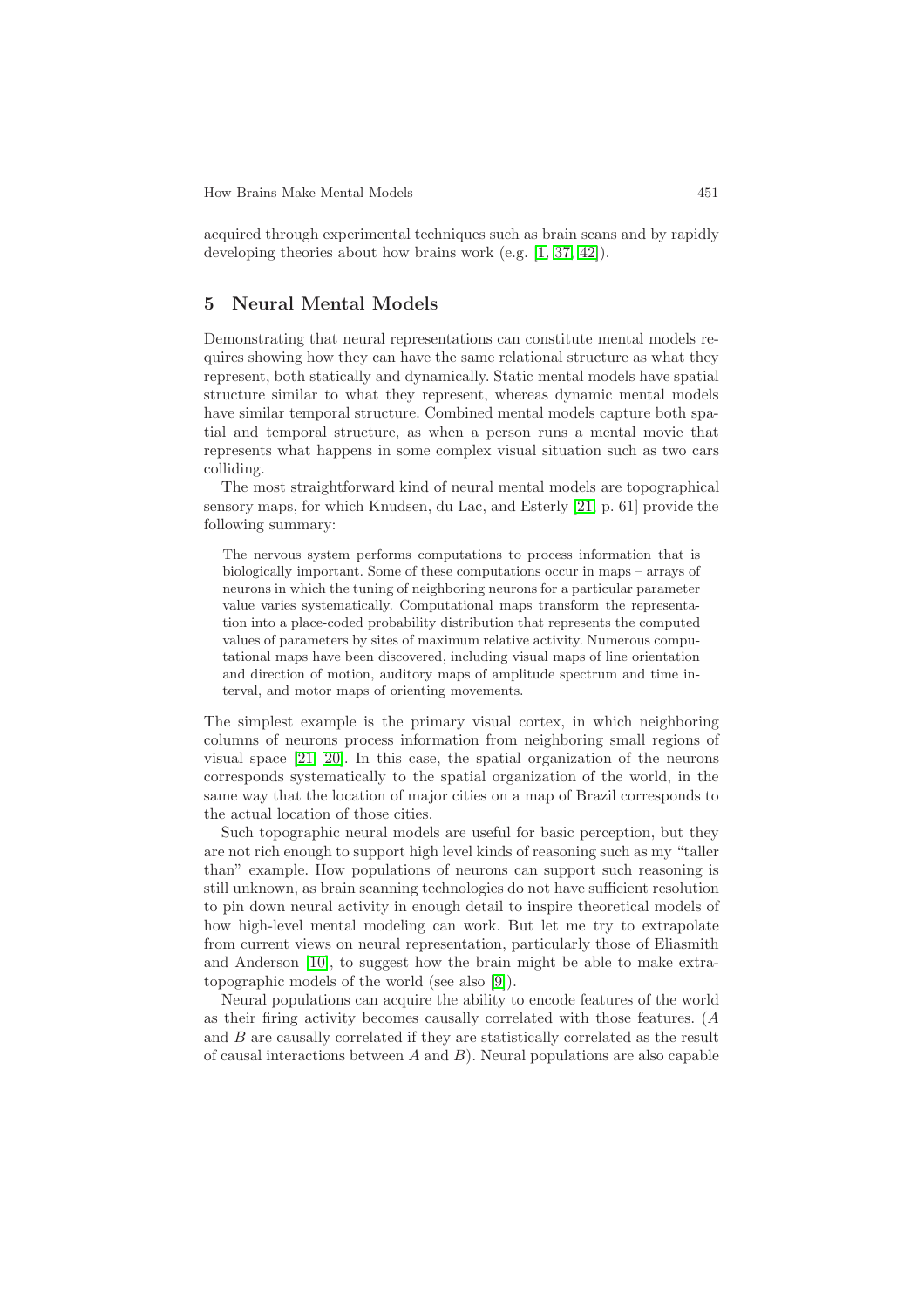acquired through experimental techniques such as brain scans and by rapidly developing theories about how brains work (e.g. [1, 37, 42]).

## 5 Neural Mental Models

Demonstrating that neural representations can constitute mental models requires showing how they can have the same relational structure as what they represent, both statically and dynamically. Static mental models have spatial structure similar to what they represent, whereas dynamic mental models have similar temporal structure. Combined mental models capture both spatial and temporal structure, as when a person runs a mental movie that represents what happens in some complex visual situation such as two cars colliding.

The most straightforward kind of neural mental models are topographical sensory maps, for which Knudsen, du Lac, and Esterly [21, p. 61] provide the following summary:

> The nervous system performs computations to process information that is biologically important. Some of these computations occur in maps – arrays of neurons in which the tuning of neighboring neurons for a particular parameter value varies systematically. Computational maps transform the representation into a place-coded probability distribution that represents the computed values of parameters by sites of maximum relative activity. Numerous computational maps have been discovered, including visual maps of line orientation and direction of motion, auditory maps of amplitude spectrum and time interval, and motor maps of orienting movements.

The simplest example is the primary visual cortex, in which neighboring columns of neurons process information from neighboring small regions of visual space [21, 20]. In this case, the spatial organization of the neurons corresponds systematically to the spatial organization of the world, in the same way that the location of major cities on a map of Brazil corresponds to the actual location of those cities.

Such topographic neural models are useful for basic perception, but they are not rich enough to support high level kinds of reasoning such as my "taller than" example. How populations of neurons can support such reasoning is still unknown, as brain scanning technologies do not have sufficient resolution to pin down neural activity in enough detail to inspire theoretical models of how high-level mental modeling can work. But let me try to extrapolate from current views on neural representation, particularly those of Eliasmith and Anderson [10], to suggest how the brain might be able to make extra-topographic models of the world (see also [9]).

Neural populations can acquire the ability to encode features of the world as their firing activity becomes causally correlated with those features. ($A$ and $B$ are causally correlated if they are statistically correlated as the result of causal interactions between $A$ and $B$). Neural populations are also capable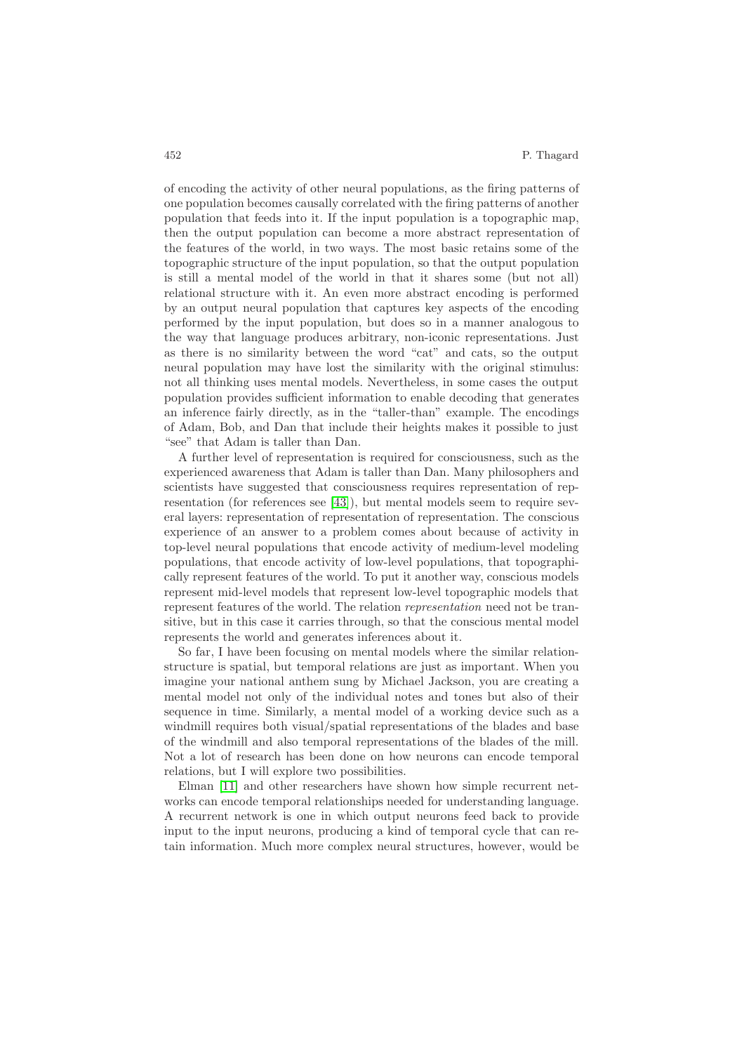of encoding the activity of other neural populations, as the firing patterns of one population becomes causally correlated with the firing patterns of another population that feeds into it. If the input population is a topographic map, then the output population can become a more abstract representation of the features of the world, in two ways. The most basic retains some of the topographic structure of the input population, so that the output population is still a mental model of the world in that it shares some (but not all) relational structure with it. An even more abstract encoding is performed by an output neural population that captures key aspects of the encoding performed by the input population, but does so in a manner analogous to the way that language produces arbitrary, non-iconic representations. Just as there is no similarity between the word "cat" and cats, so the output neural population may have lost the similarity with the original stimulus: not all thinking uses mental models. Nevertheless, in some cases the output population provides sufficient information to enable decoding that generates an inference fairly directly, as in the "taller-than" example. The encodings of Adam, Bob, and Dan that include their heights makes it possible to just "see" that Adam is taller than Dan.

A further level of representation is required for consciousness, such as the experienced awareness that Adam is taller than Dan. Many philosophers and scientists have suggested that consciousness requires representation of representation (for references see [43]), but mental models seem to require several layers: representation of representation of representation. The conscious experience of an answer to a problem comes about because of activity in top-level neural populations that encode activity of medium-level modeling populations, that encode activity of low-level populations, that topographically represent features of the world. To put it another way, conscious models represent mid-level models that represent low-level topographic models that represent features of the world. The relation *representation* need not be transitive, but in this case it carries through, so that the conscious mental model represents the world and generates inferences about it.

So far, I have been focusing on mental models where the similar relation-structure is spatial, but temporal relations are just as important. When you imagine your national anthem sung by Michael Jackson, you are creating a mental model not only of the individual notes and tones but also of their sequence in time. Similarly, a mental model of a working device such as a windmill requires both visual/spatial representations of the blades and base of the windmill and also temporal representations of the blades of the mill. Not a lot of research has been done on how neurons can encode temporal relations, but I will explore two possibilities.

Elman [11] and other researchers have shown how simple recurrent networks can encode temporal relationships needed for understanding language. A recurrent network is one in which output neurons feed back to provide input to the input neurons, producing a kind of temporal cycle that can retain information. Much more complex neural structures, however, would be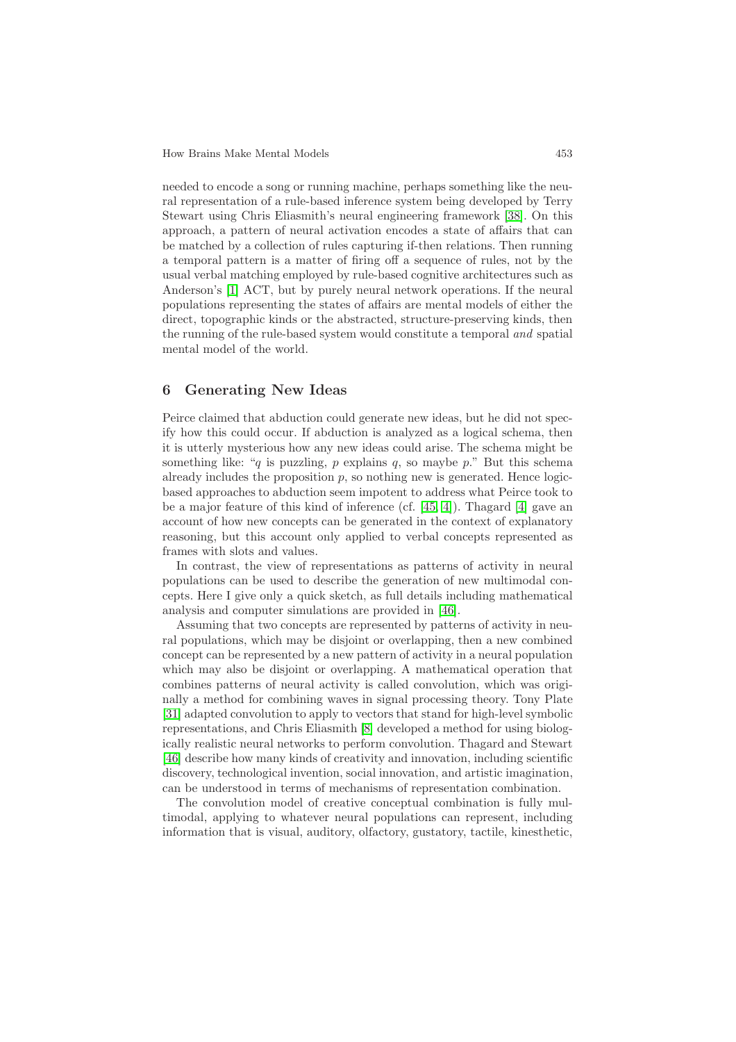needed to encode a song or running machine, perhaps something like the neural representation of a rule-based inference system being developed by Terry Stewart using Chris Eliasmith's neural engineering framework [38]. On this approach, a pattern of neural activation encodes a state of affairs that can be matched by a collection of rules capturing if-then relations. Then running a temporal pattern is a matter of firing off a sequence of rules, not by the usual verbal matching employed by rule-based cognitive architectures such as Anderson's [1] ACT, but by purely neural network operations. If the neural populations representing the states of affairs are mental models of either the direct, topographic kinds or the abstracted, structure-preserving kinds, then the running of the rule-based system would constitute a temporal *and* spatial mental model of the world.

## 6 Generating New Ideas

Peirce claimed that abduction could generate new ideas, but he did not specify how this could occur. If abduction is analyzed as a logical schema, then it is utterly mysterious how any new ideas could arise. The schema might be something like: "$q$ is puzzling, $p$ explains $q$, so maybe $p$." But this schema already includes the proposition $p$, so nothing new is generated. Hence logic-based approaches to abduction seem impotent to address what Peirce took to be a major feature of this kind of inference (cf. [45, 4]). Thagard [4] gave an account of how new concepts can be generated in the context of explanatory reasoning, but this account only applied to verbal concepts represented as frames with slots and values.

In contrast, the view of representations as patterns of activity in neural populations can be used to describe the generation of new multimodal concepts. Here I give only a quick sketch, as full details including mathematical analysis and computer simulations are provided in [46].

Assuming that two concepts are represented by patterns of activity in neural populations, which may be disjoint or overlapping, then a new combined concept can be represented by a new pattern of activity in a neural population which may also be disjoint or overlapping. A mathematical operation that combines patterns of neural activity is called convolution, which was originally a method for combining waves in signal processing theory. Tony Plate [31] adapted convolution to apply to vectors that stand for high-level symbolic representations, and Chris Eliasmith [8] developed a method for using biologically realistic neural networks to perform convolution. Thagard and Stewart [46] describe how many kinds of creativity and innovation, including scientific discovery, technological invention, social innovation, and artistic imagination, can be understood in terms of mechanisms of representation combination.

The convolution model of creative conceptual combination is fully multimodal, applying to whatever neural populations can represent, including information that is visual, auditory, olfactory, gustatory, tactile, kinesthetic,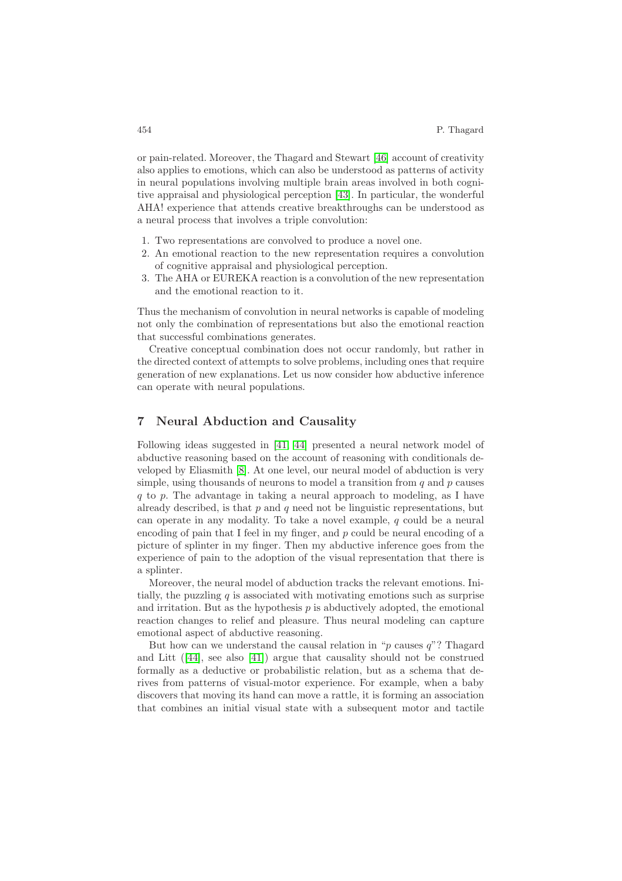or pain-related. Moreover, the Thagard and Stewart [46] account of creativity also applies to emotions, which can also be understood as patterns of activity in neural populations involving multiple brain areas involved in both cognitive appraisal and physiological perception [43]. In particular, the wonderful AHA! experience that attends creative breakthroughs can be understood as a neural process that involves a triple convolution:

1. Two representations are convolved to produce a novel one.
2. An emotional reaction to the new representation requires a convolution of cognitive appraisal and physiological perception.
3. The AHA or EUREKA reaction is a convolution of the new representation and the emotional reaction to it.

Thus the mechanism of convolution in neural networks is capable of modeling not only the combination of representations but also the emotional reaction that successful combinations generates.

Creative conceptual combination does not occur randomly, but rather in the directed context of attempts to solve problems, including ones that require generation of new explanations. Let us now consider how abductive inference can operate with neural populations.

## 7 Neural Abduction and Causality

Following ideas suggested in [41] [44] presented a neural network model of abductive reasoning based on the account of reasoning with conditionals developed by Eliasmith [8]. At one level, our neural model of abduction is very simple, using thousands of neurons to model a transition from $q$ and $p$ causes $q$ to $p$. The advantage in taking a neural approach to modeling, as I have already described, is that $p$ and $q$ need not be linguistic representations, but can operate in any modality. To take a novel example, $q$ could be a neural encoding of pain that I feel in my finger, and $p$ could be neural encoding of a picture of splinter in my finger. Then my abductive inference goes from the experience of pain to the adoption of the visual representation that there is a splinter.

Moreover, the neural model of abduction tracks the relevant emotions. Initially, the puzzling $q$ is associated with motivating emotions such as surprise and irritation. But as the hypothesis $p$ is abductively adopted, the emotional reaction changes to relief and pleasure. Thus neural modeling can capture emotional aspect of abductive reasoning.

But how can we understand the causal relation in "$p$ causes $q$"? Thagard and Litt ([44], see also [41]) argue that causality should not be construed formally as a deductive or probabilistic relation, but as a schema that derives from patterns of visual-motor experience. For example, when a baby discovers that moving its hand can move a rattle, it is forming an association that combines an initial visual state with a subsequent motor and tactile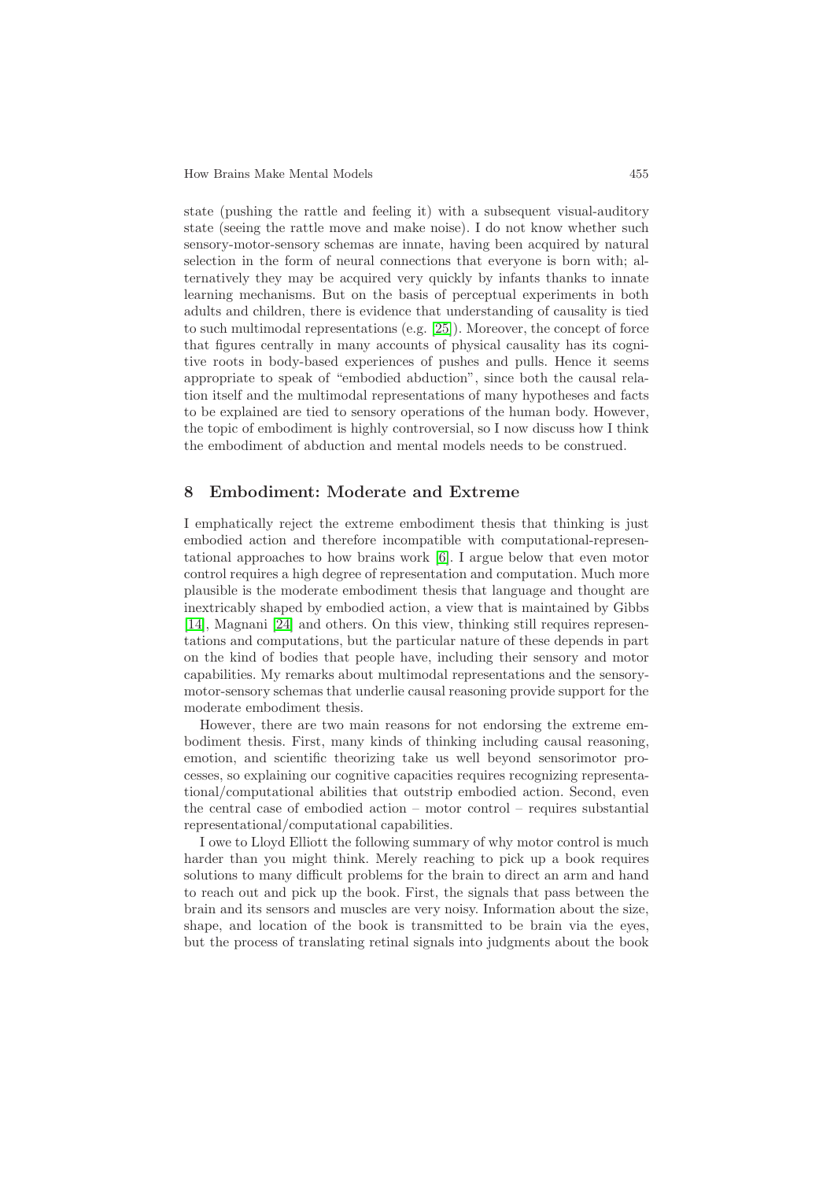state (pushing the rattle and feeling it) with a subsequent visual-auditory state (seeing the rattle move and make noise). I do not know whether such sensory-motor-sensory schemas are innate, having been acquired by natural selection in the form of neural connections that everyone is born with; alternatively they may be acquired very quickly by infants thanks to innate learning mechanisms. But on the basis of perceptual experiments in both adults and children, there is evidence that understanding of causality is tied to such multimodal representations (e.g. [25]). Moreover, the concept of force that figures centrally in many accounts of physical causality has its cognitive roots in body-based experiences of pushes and pulls. Hence it seems appropriate to speak of "embodied abduction", since both the causal relation itself and the multimodal representations of many hypotheses and facts to be explained are tied to sensory operations of the human body. However, the topic of embodiment is highly controversial, so I now discuss how I think the embodiment of abduction and mental models needs to be construed.

## 8 Embodiment: Moderate and Extreme

I emphatically reject the extreme embodiment thesis that thinking is just embodied action and therefore incompatible with computational-representational approaches to how brains work [6]. I argue below that even motor control requires a high degree of representation and computation. Much more plausible is the moderate embodiment thesis that language and thought are inextricably shaped by embodied action, a view that is maintained by Gibbs [14], Magnani [24] and others. On this view, thinking still requires representations and computations, but the particular nature of these depends in part on the kind of bodies that people have, including their sensory and motor capabilities. My remarks about multimodal representations and the sensory-motor-sensory schemas that underlie causal reasoning provide support for the moderate embodiment thesis.

However, there are two main reasons for not endorsing the extreme embodiment thesis. First, many kinds of thinking including causal reasoning, emotion, and scientific theorizing take us well beyond sensorimotor processes, so explaining our cognitive capacities requires recognizing representational/computational abilities that outstrip embodied action. Second, even the central case of embodied action – motor control – requires substantial representational/computational capabilities.

I owe to Lloyd Elliott the following summary of why motor control is much harder than you might think. Merely reaching to pick up a book requires solutions to many difficult problems for the brain to direct an arm and hand to reach out and pick up the book. First, the signals that pass between the brain and its sensors and muscles are very noisy. Information about the size, shape, and location of the book is transmitted to be brain via the eyes, but the process of translating retinal signals into judgments about the book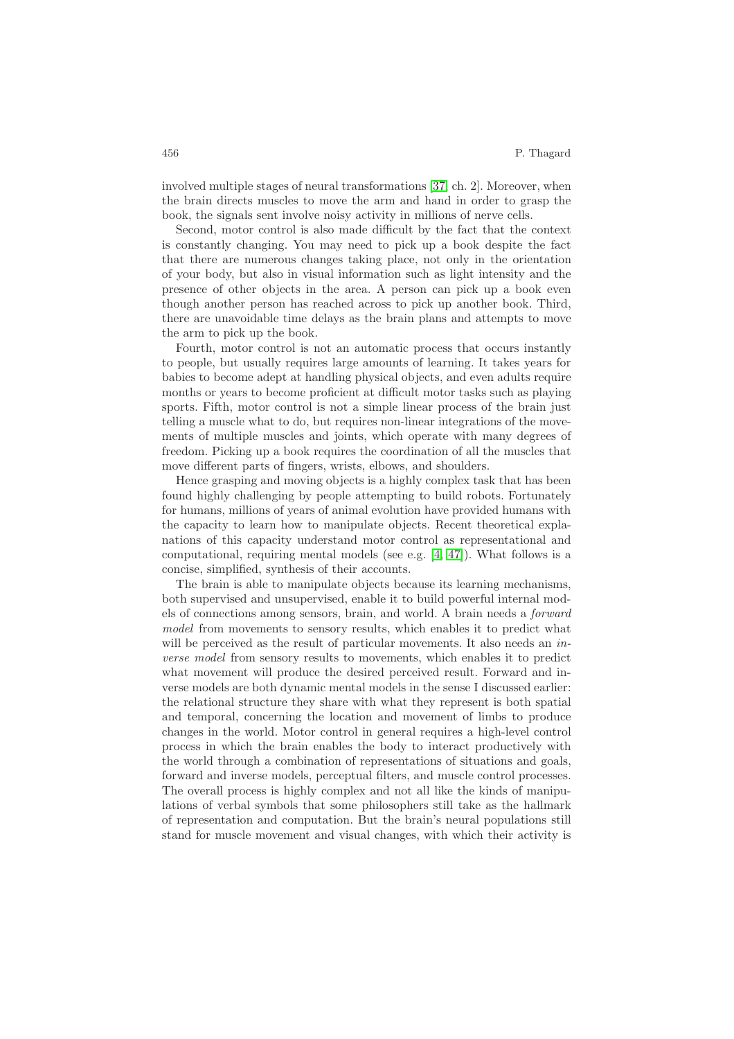involved multiple stages of neural transformations [37, ch. 2]. Moreover, when the brain directs muscles to move the arm and hand in order to grasp the book, the signals sent involve noisy activity in millions of nerve cells.

Second, motor control is also made difficult by the fact that the context is constantly changing. You may need to pick up a book despite the fact that there are numerous changes taking place, not only in the orientation of your body, but also in visual information such as light intensity and the presence of other objects in the area. A person can pick up a book even though another person has reached across to pick up another book. Third, there are unavoidable time delays as the brain plans and attempts to move the arm to pick up the book.

Fourth, motor control is not an automatic process that occurs instantly to people, but usually requires large amounts of learning. It takes years for babies to become adept at handling physical objects, and even adults require months or years to become proficient at difficult motor tasks such as playing sports. Fifth, motor control is not a simple linear process of the brain just telling a muscle what to do, but requires non-linear integrations of the movements of multiple muscles and joints, which operate with many degrees of freedom. Picking up a book requires the coordination of all the muscles that move different parts of fingers, wrists, elbows, and shoulders.

Hence grasping and moving objects is a highly complex task that has been found highly challenging by people attempting to build robots. Fortunately for humans, millions of years of animal evolution have provided humans with the capacity to learn how to manipulate objects. Recent theoretical explanations of this capacity understand motor control as representational and computational, requiring mental models (see e.g. [4, 47]). What follows is a concise, simplified, synthesis of their accounts.

The brain is able to manipulate objects because its learning mechanisms, both supervised and unsupervised, enable it to build powerful internal models of connections among sensors, brain, and world. A brain needs a *forward model* from movements to sensory results, which enables it to predict what will be perceived as the result of particular movements. It also needs an *inverse model* from sensory results to movements, which enables it to predict what movement will produce the desired perceived result. Forward and inverse models are both dynamic mental models in the sense I discussed earlier: the relational structure they share with what they represent is both spatial and temporal, concerning the location and movement of limbs to produce changes in the world. Motor control in general requires a high-level control process in which the brain enables the body to interact productively with the world through a combination of representations of situations and goals, forward and inverse models, perceptual filters, and muscle control processes. The overall process is highly complex and not all like the kinds of manipulations of verbal symbols that some philosophers still take as the hallmark of representation and computation. But the brain's neural populations still stand for muscle movement and visual changes, with which their activity is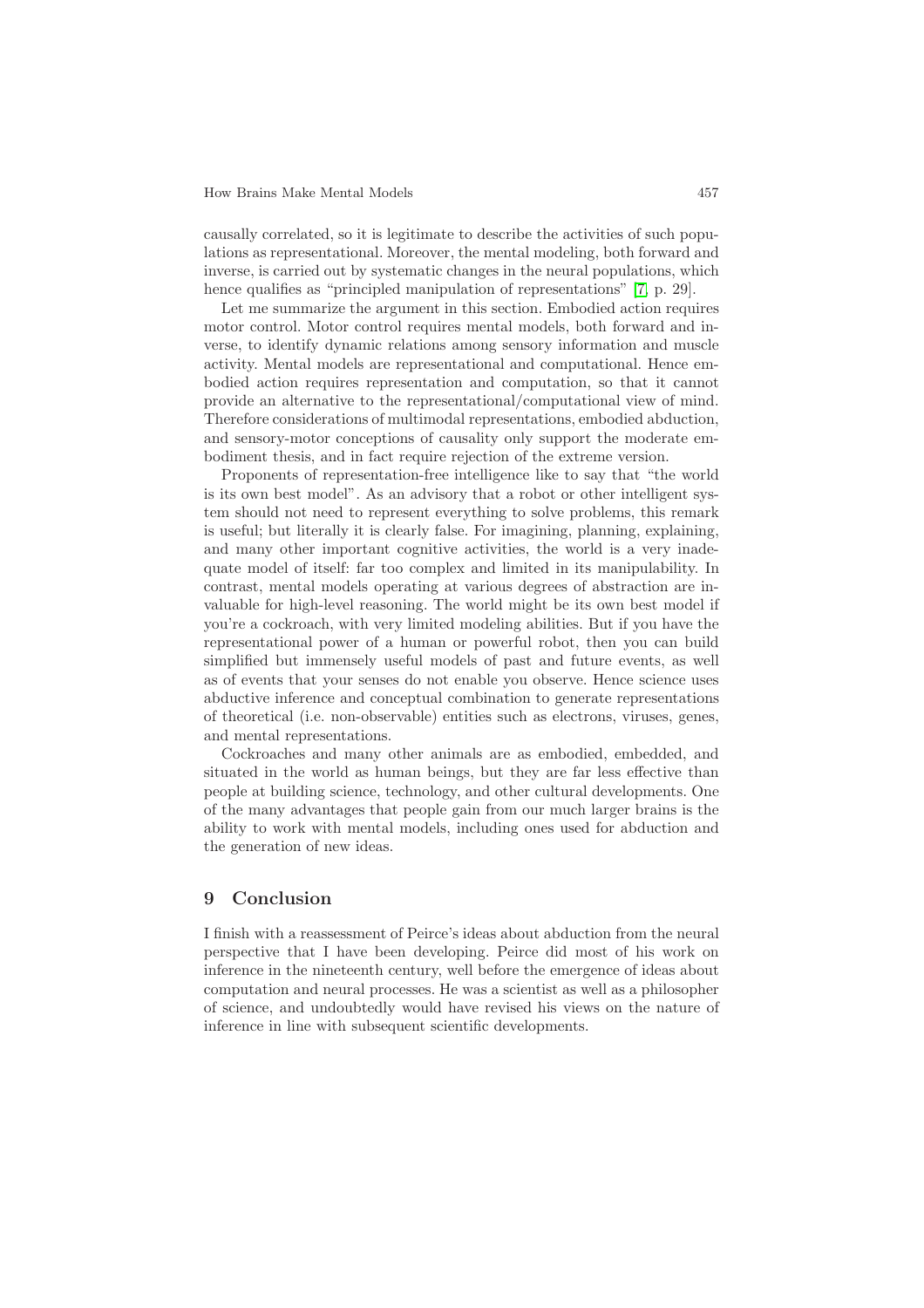causally correlated, so it is legitimate to describe the activities of such populations as representational. Moreover, the mental modeling, both forward and inverse, is carried out by systematic changes in the neural populations, which hence qualifies as "principled manipulation of representations" [7, p. 29].

Let me summarize the argument in this section. Embodied action requires motor control. Motor control requires mental models, both forward and inverse, to identify dynamic relations among sensory information and muscle activity. Mental models are representational and computational. Hence embodied action requires representation and computation, so that it cannot provide an alternative to the representational/computational view of mind. Therefore considerations of multimodal representations, embodied abduction, and sensory-motor conceptions of causality only support the moderate embodiment thesis, and in fact require rejection of the extreme version.

Proponents of representation-free intelligence like to say that "the world is its own best model". As an advisory that a robot or other intelligent system should not need to represent everything to solve problems, this remark is useful; but literally it is clearly false. For imagining, planning, explaining, and many other important cognitive activities, the world is a very inadequate model of itself: far too complex and limited in its manipulability. In contrast, mental models operating at various degrees of abstraction are invaluable for high-level reasoning. The world might be its own best model if you're a cockroach, with very limited modeling abilities. But if you have the representational power of a human or powerful robot, then you can build simplified but immensely useful models of past and future events, as well as of events that your senses do not enable you observe. Hence science uses abductive inference and conceptual combination to generate representations of theoretical (i.e. non-observable) entities such as electrons, viruses, genes, and mental representations.

Cockroaches and many other animals are as embodied, embedded, and situated in the world as human beings, but they are far less effective than people at building science, technology, and other cultural developments. One of the many advantages that people gain from our much larger brains is the ability to work with mental models, including ones used for abduction and the generation of new ideas.

## 9 Conclusion

I finish with a reassessment of Peirce's ideas about abduction from the neural perspective that I have been developing. Peirce did most of his work on inference in the nineteenth century, well before the emergence of ideas about computation and neural processes. He was a scientist as well as a philosopher of science, and undoubtedly would have revised his views on the nature of inference in line with subsequent scientific developments.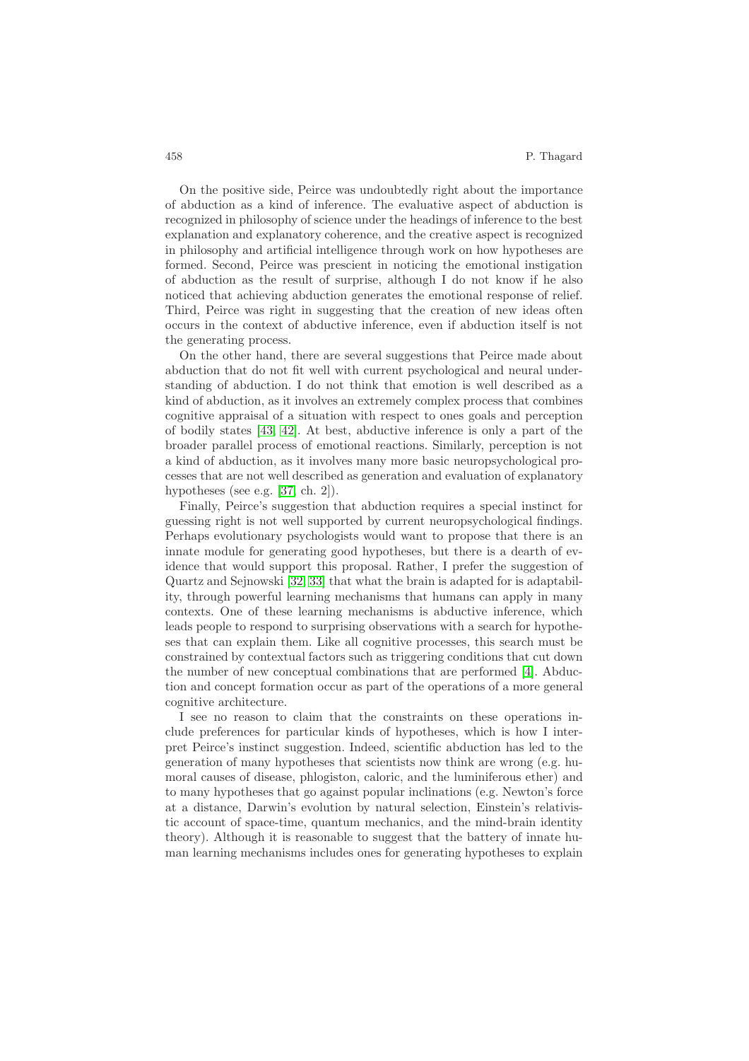On the positive side, Peirce was undoubtedly right about the importance of abduction as a kind of inference. The evaluative aspect of abduction is recognized in philosophy of science under the headings of inference to the best explanation and explanatory coherence, and the creative aspect is recognized in philosophy and artificial intelligence through work on how hypotheses are formed. Second, Peirce was prescient in noticing the emotional instigation of abduction as the result of surprise, although I do not know if he also noticed that achieving abduction generates the emotional response of relief. Third, Peirce was right in suggesting that the creation of new ideas often occurs in the context of abductive inference, even if abduction itself is not the generating process.

On the other hand, there are several suggestions that Peirce made about abduction that do not fit well with current psychological and neural understanding of abduction. I do not think that emotion is well described as a kind of abduction, as it involves an extremely complex process that combines cognitive appraisal of a situation with respect to ones goals and perception of bodily states [43, 42]. At best, abductive inference is only a part of the broader parallel process of emotional reactions. Similarly, perception is not a kind of abduction, as it involves many more basic neuropsychological processes that are not well described as generation and evaluation of explanatory hypotheses (see e.g. [37, ch. 2]).

Finally, Peirce's suggestion that abduction requires a special instinct for guessing right is not well supported by current neuropsychological findings. Perhaps evolutionary psychologists would want to propose that there is an innate module for generating good hypotheses, but there is a dearth of evidence that would support this proposal. Rather, I prefer the suggestion of Quartz and Sejnowski [32, 33] that what the brain is adapted for is adaptability, through powerful learning mechanisms that humans can apply in many contexts. One of these learning mechanisms is abductive inference, which leads people to respond to surprising observations with a search for hypotheses that can explain them. Like all cognitive processes, this search must be constrained by contextual factors such as triggering conditions that cut down the number of new conceptual combinations that are performed [4]. Abduction and concept formation occur as part of the operations of a more general cognitive architecture.

I see no reason to claim that the constraints on these operations include preferences for particular kinds of hypotheses, which is how I interpret Peirce's instinct suggestion. Indeed, scientific abduction has led to the generation of many hypotheses that scientists now think are wrong (e.g. humoral causes of disease, phlogiston, caloric, and the luminiferous ether) and to many hypotheses that go against popular inclinations (e.g. Newton's force at a distance, Darwin's evolution by natural selection, Einstein's relativistic account of space-time, quantum mechanics, and the mind-brain identity theory). Although it is reasonable to suggest that the battery of innate human learning mechanisms includes ones for generating hypotheses to explain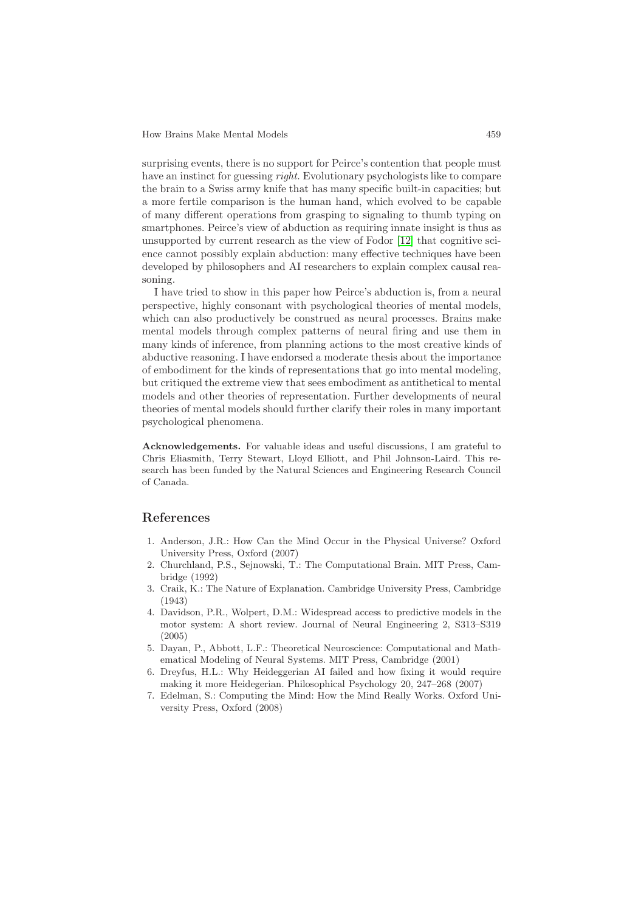surprising events, there is no support for Peirce's contention that people must have an instinct for guessing *right*. Evolutionary psychologists like to compare the brain to a Swiss army knife that has many specific built-in capacities; but a more fertile comparison is the human hand, which evolved to be capable of many different operations from grasping to signaling to thumb typing on smartphones. Peirce's view of abduction as requiring innate insight is thus as unsupported by current research as the view of Fodor [12] that cognitive science cannot possibly explain abduction: many effective techniques have been developed by philosophers and AI researchers to explain complex causal reasoning.

I have tried to show in this paper how Peirce's abduction is, from a neural perspective, highly consonant with psychological theories of mental models, which can also productively be construed as neural processes. Brains make mental models through complex patterns of neural firing and use them in many kinds of inference, from planning actions to the most creative kinds of abductive reasoning. I have endorsed a moderate thesis about the importance of embodiment for the kinds of representations that go into mental modeling, but critiqued the extreme view that sees embodiment as antithetical to mental models and other theories of representation. Further developments of neural theories of mental models should further clarify their roles in many important psychological phenomena.

**Acknowledgements.** For valuable ideas and useful discussions, I am grateful to Chris Eliasmith, Terry Stewart, Lloyd Elliott, and Phil Johnson-Laird. This research has been funded by the Natural Sciences and Engineering Research Council of Canada.

## References

1. Anderson, J.R.: How Can the Mind Occur in the Physical Universe? Oxford University Press, Oxford (2007)
2. Churchland, P.S., Sejnowski, T.: The Computational Brain. MIT Press, Cambridge (1992)
3. Craik, K.: The Nature of Explanation. Cambridge University Press, Cambridge (1943)
4. Davidson, P.R., Wolpert, D.M.: Widespread access to predictive models in the motor system: A short review. Journal of Neural Engineering 2, S313–S319 (2005)
5. Dayan, P., Abbott, L.F.: Theoretical Neuroscience: Computational and Mathematical Modeling of Neural Systems. MIT Press, Cambridge (2001)
6. Dreyfus, H.L.: Why Heideggerian AI failed and how fixing it would require making it more Heidegerian. Philosophical Psychology 20, 247–268 (2007)
7. Edelman, S.: Computing the Mind: How the Mind Really Works. Oxford University Press, Oxford (2008)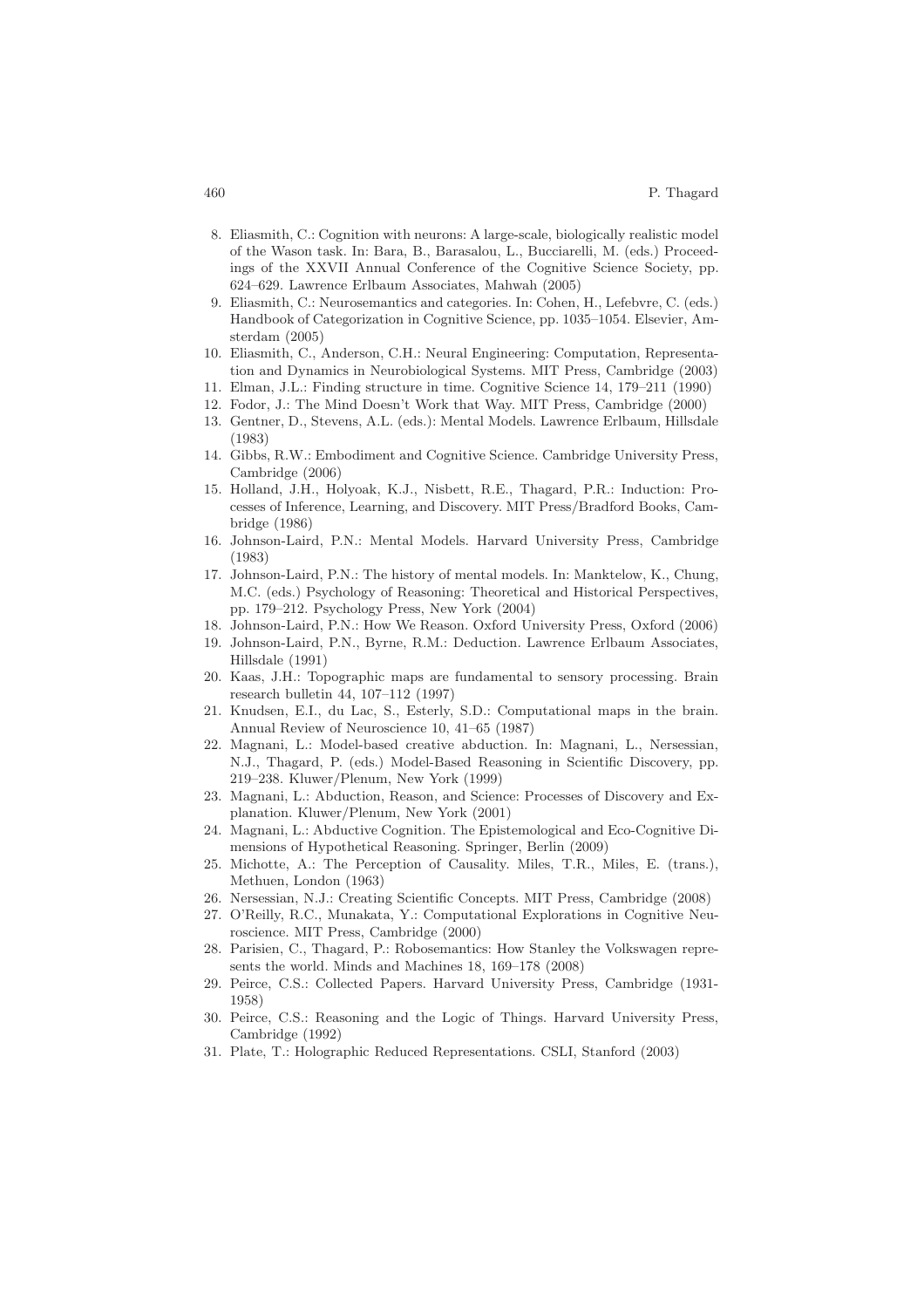8. Eliasmith, C.: Cognition with neurons: A large-scale, biologically realistic model of the Wason task. In: Bara, B., Barasalou, L., Bucciarelli, M. (eds.) Proceedings of the XXVII Annual Conference of the Cognitive Science Society, pp. 624–629. Lawrence Erlbaum Associates, Mahwah (2005)
9. Eliasmith, C.: Neurosemantics and categories. In: Cohen, H., Lefebvre, C. (eds.) Handbook of Categorization in Cognitive Science, pp. 1035–1054. Elsevier, Amsterdam (2005)
10. Eliasmith, C., Anderson, C.H.: Neural Engineering: Computation, Representation and Dynamics in Neurobiological Systems. MIT Press, Cambridge (2003)
11. Elman, J.L.: Finding structure in time. Cognitive Science 14, 179–211 (1990)
12. Fodor, J.: The Mind Doesn't Work that Way. MIT Press, Cambridge (2000)
13. Gentner, D., Stevens, A.L. (eds.): Mental Models. Lawrence Erlbaum, Hillsdale (1983)
14. Gibbs, R.W.: Embodiment and Cognitive Science. Cambridge University Press, Cambridge (2006)
15. Holland, J.H., Holyoak, K.J., Nisbett, R.E., Thagard, P.R.: Induction: Processes of Inference, Learning, and Discovery. MIT Press/Bradford Books, Cambridge (1986)
16. Johnson-Laird, P.N.: Mental Models. Harvard University Press, Cambridge (1983)
17. Johnson-Laird, P.N.: The history of mental models. In: Manktelow, K., Chung, M.C. (eds.) Psychology of Reasoning: Theoretical and Historical Perspectives, pp. 179–212. Psychology Press, New York (2004)
18. Johnson-Laird, P.N.: How We Reason. Oxford University Press, Oxford (2006)
19. Johnson-Laird, P.N., Byrne, R.M.: Deduction. Lawrence Erlbaum Associates, Hillsdale (1991)
20. Kaas, J.H.: Topographic maps are fundamental to sensory processing. Brain research bulletin 44, 107–112 (1997)
21. Knudsen, E.I., du Lac, S., Esterly, S.D.: Computational maps in the brain. Annual Review of Neuroscience 10, 41–65 (1987)
22. Magnani, L.: Model-based creative abduction. In: Magnani, L., Nersessian, N.J., Thagard, P. (eds.) Model-Based Reasoning in Scientific Discovery, pp. 219–238. Kluwer/Plenum, New York (1999)
23. Magnani, L.: Abduction, Reason, and Science: Processes of Discovery and Explanation. Kluwer/Plenum, New York (2001)
24. Magnani, L.: Abductive Cognition. The Epistemological and Eco-Cognitive Dimensions of Hypothetical Reasoning. Springer, Berlin (2009)
25. Michotte, A.: The Perception of Causality. Miles, T.R., Miles, E. (trans.), Methuen, London (1963)
26. Nersessian, N.J.: Creating Scientific Concepts. MIT Press, Cambridge (2008)
27. O'Reilly, R.C., Munakata, Y.: Computational Explorations in Cognitive Neuroscience. MIT Press, Cambridge (2000)
28. Parisien, C., Thagard, P.: Robosemantics: How Stanley the Volkswagen represents the world. Minds and Machines 18, 169–178 (2008)
29. Peirce, C.S.: Collected Papers. Harvard University Press, Cambridge (1931-1958)
30. Peirce, C.S.: Reasoning and the Logic of Things. Harvard University Press, Cambridge (1992)
31. Plate, T.: Holographic Reduced Representations. CSLI, Stanford (2003)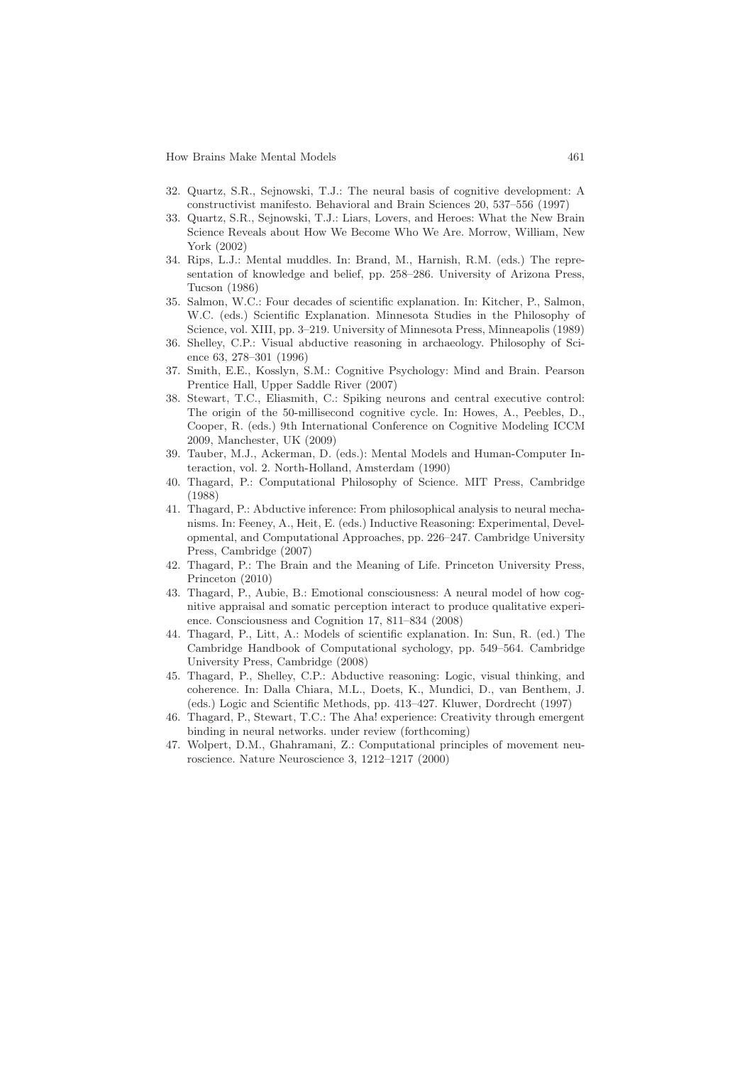32. Quartz, S.R., Sejnowski, T.J.: The neural basis of cognitive development: A constructivist manifesto. Behavioral and Brain Sciences 20, 537–556 (1997)
33. Quartz, S.R., Sejnowski, T.J.: Liars, Lovers, and Heroes: What the New Brain Science Reveals about How We Become Who We Are. Morrow, William, New York (2002)
34. Rips, L.J.: Mental muddles. In: Brand, M., Harnish, R.M. (eds.) The representation of knowledge and belief, pp. 258–286. University of Arizona Press, Tucson (1986)
35. Salmon, W.C.: Four decades of scientific explanation. In: Kitcher, P., Salmon, W.C. (eds.) Scientific Explanation. Minnesota Studies in the Philosophy of Science, vol. XIII, pp. 3–219. University of Minnesota Press, Minneapolis (1989)
36. Shelley, C.P.: Visual abductive reasoning in archaeology. Philosophy of Science 63, 278–301 (1996)
37. Smith, E.E., Kosslyn, S.M.: Cognitive Psychology: Mind and Brain. Pearson Prentice Hall, Upper Saddle River (2007)
38. Stewart, T.C., Eliasmith, C.: Spiking neurons and central executive control: The origin of the 50-millisecond cognitive cycle. In: Howes, A., Peebles, D., Cooper, R. (eds.) 9th International Conference on Cognitive Modeling ICCM 2009, Manchester, UK (2009)
39. Tauber, M.J., Ackerman, D. (eds.): Mental Models and Human-Computer Interaction, vol. 2. North-Holland, Amsterdam (1990)
40. Thagard, P.: Computational Philosophy of Science. MIT Press, Cambridge (1988)
41. Thagard, P.: Abductive inference: From philosophical analysis to neural mechanisms. In: Feeney, A., Heit, E. (eds.) Inductive Reasoning: Experimental, Developmental, and Computational Approaches, pp. 226–247. Cambridge University Press, Cambridge (2007)
42. Thagard, P.: The Brain and the Meaning of Life. Princeton University Press, Princeton (2010)
43. Thagard, P., Aubie, B.: Emotional consciousness: A neural model of how cognitive appraisal and somatic perception interact to produce qualitative experience. Consciousness and Cognition 17, 811–834 (2008)
44. Thagard, P., Litt, A.: Models of scientific explanation. In: Sun, R. (ed.) The Cambridge Handbook of Computational sychology, pp. 549–564. Cambridge University Press, Cambridge (2008)
45. Thagard, P., Shelley, C.P.: Abductive reasoning: Logic, visual thinking, and coherence. In: Dalla Chiara, M.L., Doets, K., Mundici, D., van Benthem, J. (eds.) Logic and Scientific Methods, pp. 413–427. Kluwer, Dordrecht (1997)
46. Thagard, P., Stewart, T.C.: The Aha! experience: Creativity through emergent binding in neural networks. under review (forthcoming)
47. Wolpert, D.M., Ghahramani, Z.: Computational principles of movement neuroscience. Nature Neuroscience 3, 1212–1217 (2000)